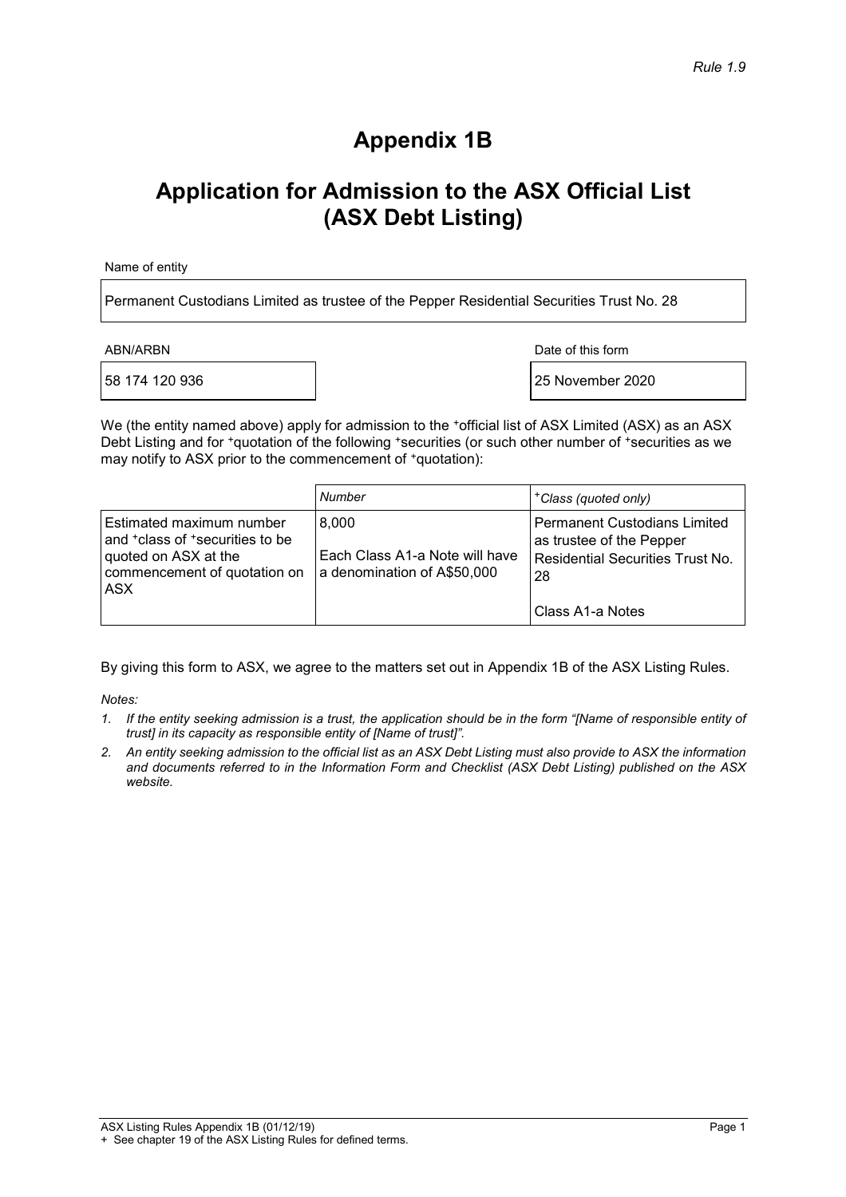*Rule 1.9*

# Appendix 1B

## Application for Admission to the ASX Official List (ASX Debt Listing)

Name of entity

| Permanent Custodians Limited as trustee of the Pepper Residential Securities Trust No. 28 |
|---|

| ABN/ARBN | Date of this form |
|---|---|
| 58 174 120 936 | 25 November 2020 |

We (the entity named above) apply for admission to the +official list of ASX Limited (ASX) as an ASX Debt Listing and for +quotation of the following +securities (or such other number of +securities as we may notify to ASX prior to the commencement of +quotation):

| | *Number* | *+Class (quoted only)* |
|---|---|---|
| Estimated maximum number and +class of +securities to be quoted on ASX at the commencement of quotation on ASX | 8,000<br><br>Each Class A1-a Note will have a denomination of A$50,000 | Permanent Custodians Limited as trustee of the Pepper Residential Securities Trust No. 28<br><br>Class A1-a Notes |

By giving this form to ASX, we agree to the matters set out in Appendix 1B of the ASX Listing Rules.

*Notes:*

1. *If the entity seeking admission is a trust, the application should be in the form "[Name of responsible entity of trust] in its capacity as responsible entity of [Name of trust]".*
2. *An entity seeking admission to the official list as an ASX Debt Listing must also provide to ASX the information and documents referred to in the Information Form and Checklist (ASX Debt Listing) published on the ASX website.*

ASX Listing Rules Appendix 1B (01/12/19)
+ See chapter 19 of the ASX Listing Rules for defined terms.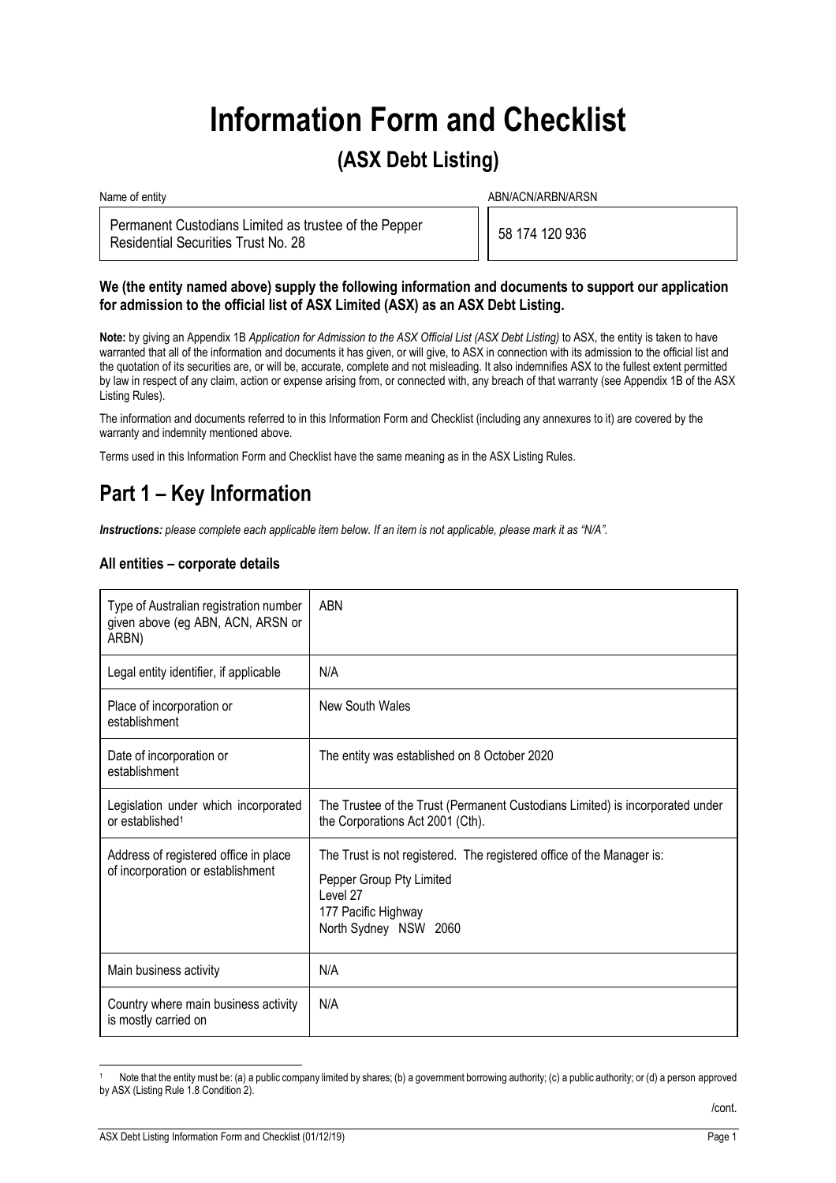# Information Form and Checklist

## (ASX Debt Listing)

| Name of entity | ABN/ACN/ARBN/ARSN |
|---|---|
| Permanent Custodians Limited as trustee of the Pepper Residential Securities Trust No. 28 | 58 174 120 936 |

**We (the entity named above) supply the following information and documents to support our application for admission to the official list of ASX Limited (ASX) as an ASX Debt Listing.**

**Note:** by giving an Appendix 1B *Application for Admission to the ASX Official List (ASX Debt Listing)* to ASX, the entity is taken to have warranted that all of the information and documents it has given, or will give, to ASX in connection with its admission to the official list and the quotation of its securities are, or will be, accurate, complete and not misleading. It also indemnifies ASX to the fullest extent permitted by law in respect of any claim, action or expense arising from, or connected with, any breach of that warranty (see Appendix 1B of the ASX Listing Rules).

The information and documents referred to in this Information Form and Checklist (including any annexures to it) are covered by the warranty and indemnity mentioned above.

Terms used in this Information Form and Checklist have the same meaning as in the ASX Listing Rules.

## Part 1 – Key Information

***Instructions:** please complete each applicable item below. If an item is not applicable, please mark it as "N/A".*

### All entities – corporate details

| | |
|---|---|
| Type of Australian registration number given above (eg ABN, ACN, ARSN or ARBN) | ABN |
| Legal entity identifier, if applicable | N/A |
| Place of incorporation or establishment | New South Wales |
| Date of incorporation or establishment | The entity was established on 8 October 2020 |
| Legislation under which incorporated or established[1] | The Trustee of the Trust (Permanent Custodians Limited) is incorporated under the Corporations Act 2001 (Cth). |
| Address of registered office in place of incorporation or establishment | The Trust is not registered. The registered office of the Manager is:<br>Pepper Group Pty Limited<br>Level 27<br>177 Pacific Highway<br>North Sydney NSW 2060 |
| Main business activity | N/A |
| Country where main business activity is mostly carried on | N/A |

[1] Note that the entity must be: (a) a public company limited by shares; (b) a government borrowing authority; (c) a public authority; or (d) a person approved by ASX (Listing Rule 1.8 Condition 2).

/cont.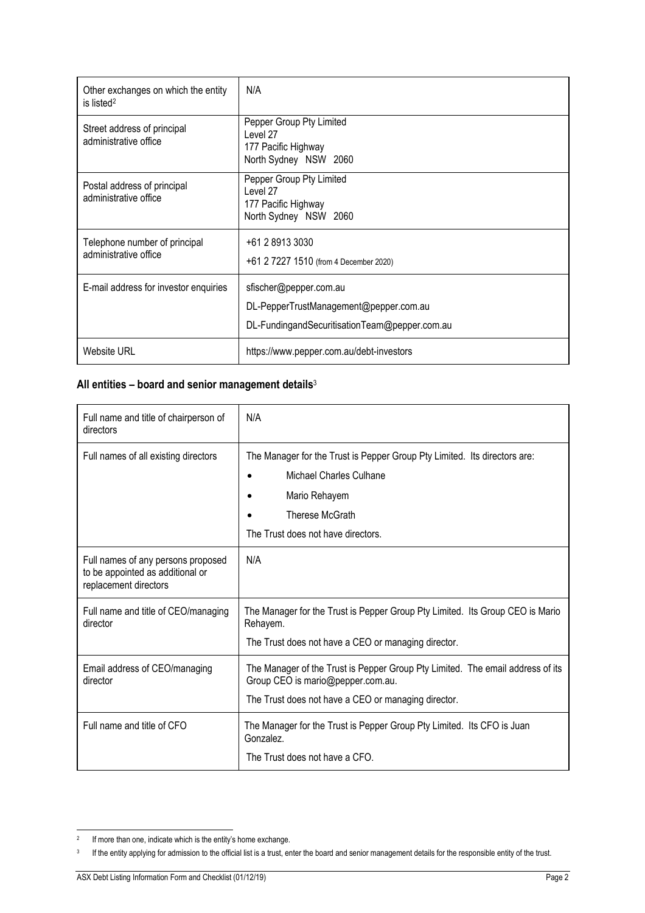| Other exchanges on which the entity is listed[2] | N/A |
|---|---|
| Street address of principal administrative office | Pepper Group Pty Limited<br>Level 27<br>177 Pacific Highway<br>North Sydney NSW 2060 |
| Postal address of principal administrative office | Pepper Group Pty Limited<br>Level 27<br>177 Pacific Highway<br>North Sydney NSW 2060 |
| Telephone number of principal administrative office | +61 2 8913 3030<br>+61 2 7227 1510 (from 4 December 2020) |
| E-mail address for investor enquiries | sfischer@pepper.com.au<br>DL-PepperTrustManagement@pepper.com.au<br>DL-FundingandSecuritisationTeam@pepper.com.au |
| Website URL | https://www.pepper.com.au/debt-investors |

## All entities – board and senior management details[3]

| Full name and title of chairperson of directors | N/A |
|---|---|
| Full names of all existing directors | The Manager for the Trust is Pepper Group Pty Limited. Its directors are:<br>• Michael Charles Culhane<br>• Mario Rehayem<br>• Therese McGrath<br>The Trust does not have directors. |
| Full names of any persons proposed to be appointed as additional or replacement directors | N/A |
| Full name and title of CEO/managing director | The Manager for the Trust is Pepper Group Pty Limited. Its Group CEO is Mario Rehayem.<br>The Trust does not have a CEO or managing director. |
| Email address of CEO/managing director | The Manager of the Trust is Pepper Group Pty Limited. The email address of its Group CEO is mario@pepper.com.au.<br>The Trust does not have a CEO or managing director. |
| Full name and title of CFO | The Manager for the Trust is Pepper Group Pty Limited. Its CFO is Juan Gonzalez.<br>The Trust does not have a CFO. |

[2] If more than one, indicate which is the entity's home exchange.

[3] If the entity applying for admission to the official list is a trust, enter the board and senior management details for the responsible entity of the trust.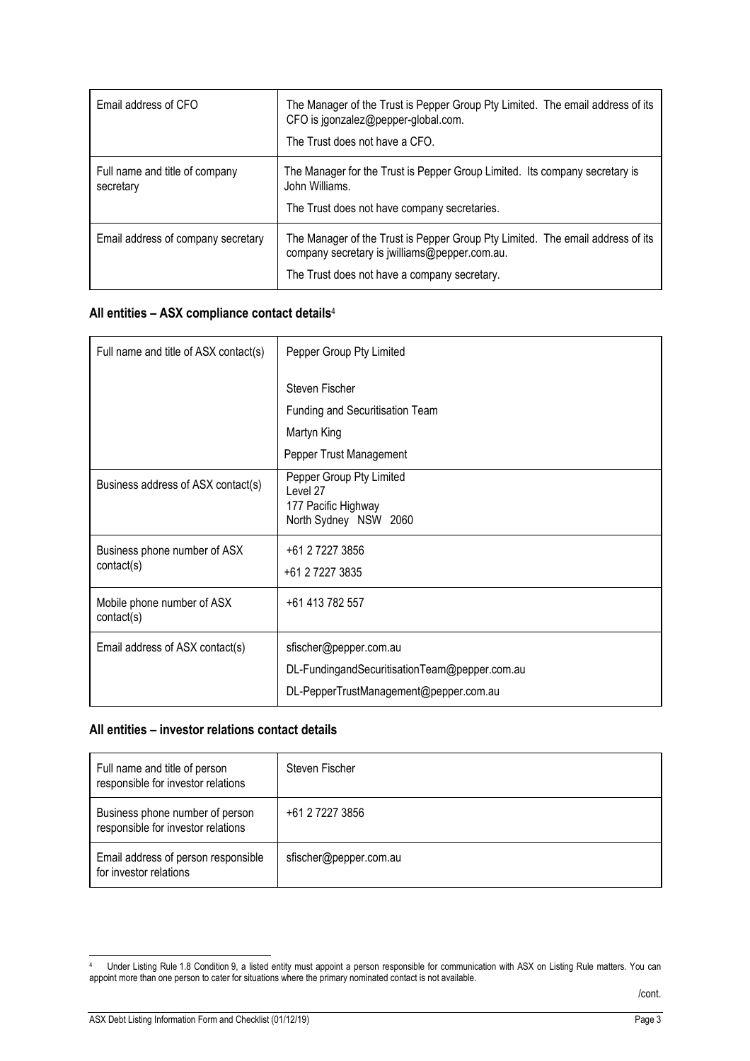| | |
|---|---|
| Email address of CFO | The Manager of the Trust is Pepper Group Pty Limited. The email address of its CFO is jgonzalez@pepper-global.com.<br><br>The Trust does not have a CFO. |
| Full name and title of company secretary | The Manager for the Trust is Pepper Group Limited. Its company secretary is John Williams.<br><br>The Trust does not have company secretaries. |
| Email address of company secretary | The Manager of the Trust is Pepper Group Pty Limited. The email address of its company secretary is jwilliams@pepper.com.au.<br><br>The Trust does not have a company secretary. |

### All entities – ASX compliance contact details[4]

| | |
|---|---|
| Full name and title of ASX contact(s) | Pepper Group Pty Limited<br><br>Steven Fischer<br>Funding and Securitisation Team<br>Martyn King<br>Pepper Trust Management |
| Business address of ASX contact(s) | Pepper Group Pty Limited<br>Level 27<br>177 Pacific Highway<br>North Sydney NSW 2060 |
| Business phone number of ASX contact(s) | +61 2 7227 3856<br>+61 2 7227 3835 |
| Mobile phone number of ASX contact(s) | +61 413 782 557 |
| Email address of ASX contact(s) | sfischer@pepper.com.au<br>DL-FundingandSecuritisationTeam@pepper.com.au<br>DL-PepperTrustManagement@pepper.com.au |

### All entities – investor relations contact details

| | |
|---|---|
| Full name and title of person responsible for investor relations | Steven Fischer |
| Business phone number of person responsible for investor relations | +61 2 7227 3856 |
| Email address of person responsible for investor relations | sfischer@pepper.com.au |

[4] Under Listing Rule 1.8 Condition 9, a listed entity must appoint a person responsible for communication with ASX on Listing Rule matters. You can appoint more than one person to cater for situations where the primary nominated contact is not available.

/cont.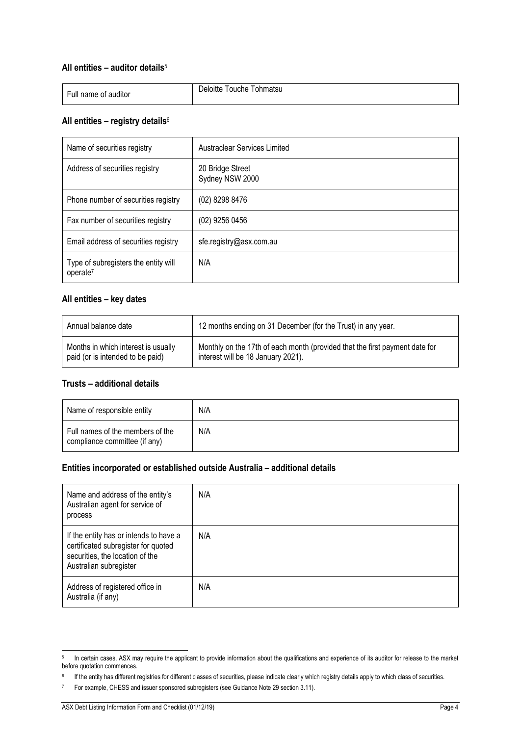### All entities – auditor details[5]

| Full name of auditor | Deloitte Touche Tohmatsu |
|---|---|

### All entities – registry details[6]

| Name of securities registry | Austraclear Services Limited |
|---|---|
| Address of securities registry | 20 Bridge Street<br>Sydney NSW 2000 |
| Phone number of securities registry | (02) 8298 8476 |
| Fax number of securities registry | (02) 9256 0456 |
| Email address of securities registry | sfe.registry@asx.com.au |
| Type of subregisters the entity will operate[7] | N/A |

### All entities – key dates

| Annual balance date | 12 months ending on 31 December (for the Trust) in any year. |
|---|---|
| Months in which interest is usually paid (or is intended to be paid) | Monthly on the 17th of each month (provided that the first payment date for interest will be 18 January 2021). |

### Trusts – additional details

| Name of responsible entity | N/A |
|---|---|
| Full names of the members of the compliance committee (if any) | N/A |

### Entities incorporated or established outside Australia – additional details

| Name and address of the entity's Australian agent for service of process | N/A |
|---|---|
| If the entity has or intends to have a certificated subregister for quoted securities, the location of the Australian subregister | N/A |
| Address of registered office in Australia (if any) | N/A |

---

[5] In certain cases, ASX may require the applicant to provide information about the qualifications and experience of its auditor for release to the market before quotation commences.

[6] If the entity has different registries for different classes of securities, please indicate clearly which registry details apply to which class of securities.

[7] For example, CHESS and issuer sponsored subregisters (see Guidance Note 29 section 3.11).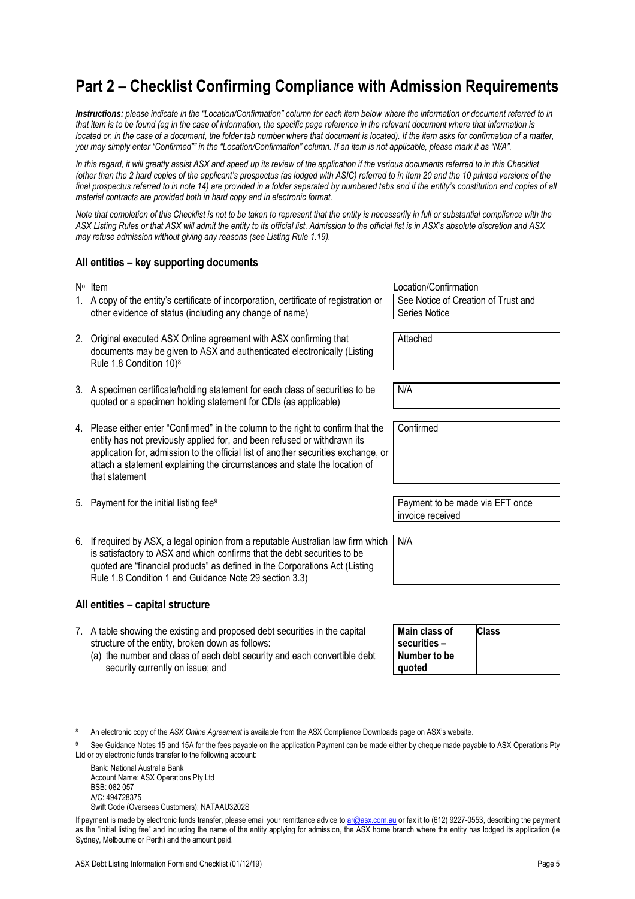# Part 2 – Checklist Confirming Compliance with Admission Requirements

***Instructions:*** *please indicate in the "Location/Confirmation" column for each item below where the information or document referred to in that item is to be found (eg in the case of information, the specific page reference in the relevant document where that information is located or, in the case of a document, the folder tab number where that document is located). If the item asks for confirmation of a matter, you may simply enter "Confirmed"" in the "Location/Confirmation" column. If an item is not applicable, please mark it as "N/A".*

*In this regard, it will greatly assist ASX and speed up its review of the application if the various documents referred to in this Checklist (other than the 2 hard copies of the applicant's prospectus (as lodged with ASIC) referred to in item 20 and the 10 printed versions of the final prospectus referred to in note 14) are provided in a folder separated by numbered tabs and if the entity's constitution and copies of all material contracts are provided both in hard copy and in electronic format.*

*Note that completion of this Checklist is not to be taken to represent that the entity is necessarily in full or substantial compliance with the ASX Listing Rules or that ASX will admit the entity to its official list. Admission to the official list is in ASX's absolute discretion and ASX may refuse admission without giving any reasons (see Listing Rule 1.19).*

### All entities – key supporting documents

| Nº | Item | Location/Confirmation |
|---|---|---|
| 1. | A copy of the entity's certificate of incorporation, certificate of registration or other evidence of status (including any change of name) | See Notice of Creation of Trust and Series Notice |
| 2. | Original executed ASX Online agreement with ASX confirming that documents may be given to ASX and authenticated electronically (Listing Rule 1.8 Condition 10)[8] | Attached |
| 3. | A specimen certificate/holding statement for each class of securities to be quoted or a specimen holding statement for CDIs (as applicable) | N/A |
| 4. | Please either enter "Confirmed" in the column to the right to confirm that the entity has not previously applied for, and been refused or withdrawn its application for, admission to the official list of another securities exchange, or attach a statement explaining the circumstances and state the location of that statement | Confirmed |
| 5. | Payment for the initial listing fee[9] | Payment to be made via EFT once invoice received |
| 6. | If required by ASX, a legal opinion from a reputable Australian law firm which is satisfactory to ASX and which confirms that the debt securities to be quoted are "financial products" as defined in the Corporations Act (Listing Rule 1.8 Condition 1 and Guidance Note 29 section 3.3) | N/A |

### All entities – capital structure

7. A table showing the existing and proposed debt securities in the capital structure of the entity, broken down as follows:
   (a) the number and class of each debt security and each convertible debt security currently on issue; and

| Main class of securities – Number to be quoted | Class |
|---|---|
| | |

---

[8] An electronic copy of the *ASX Online Agreement* is available from the ASX Compliance Downloads page on ASX's website.

[9] See Guidance Notes 15 and 15A for the fees payable on the application Payment can be made either by cheque made payable to ASX Operations Pty Ltd or by electronic funds transfer to the following account:

Bank: National Australia Bank
Account Name: ASX Operations Pty Ltd
BSB: 082 057
A/C: 494728375
Swift Code (Overseas Customers): NATAAU3202S

If payment is made by electronic funds transfer, please email your remittance advice to ar@asx.com.au or fax it to (612) 9227-0553, describing the payment as the "initial listing fee" and including the name of the entity applying for admission, the ASX home branch where the entity has lodged its application (ie Sydney, Melbourne or Perth) and the amount paid.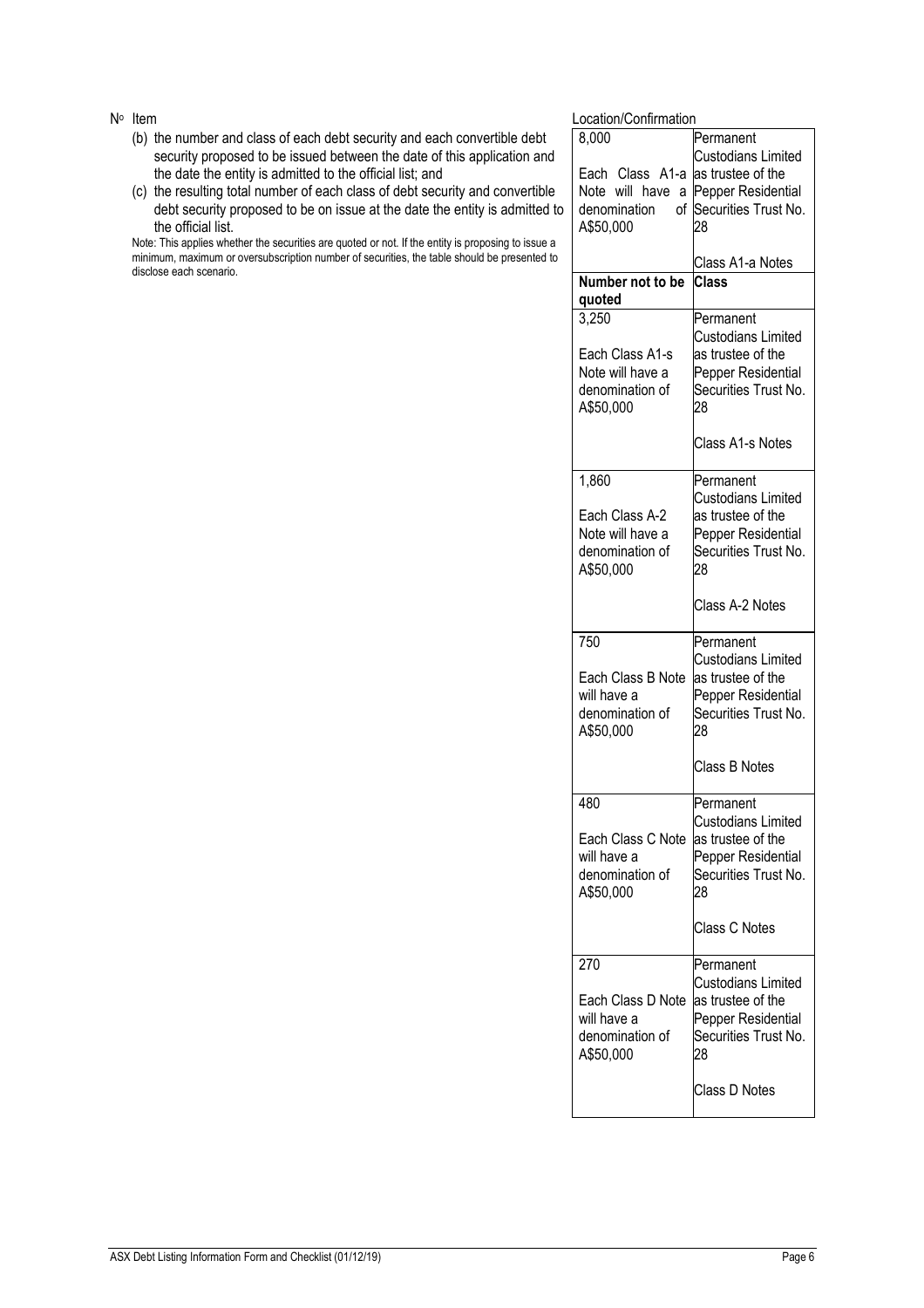| Nº | Item | Location/Confirmation | |
|---|---|---|---|
| | (b) the number and class of each debt security and each convertible debt security proposed to be issued between the date of this application and the date the entity is admitted to the official list; and<br>(c) the resulting total number of each class of debt security and convertible debt security proposed to be on issue at the date the entity is admitted to the official list.<br>Note: This applies whether the securities are quoted or not. If the entity is proposing to issue a minimum, maximum or oversubscription number of securities, the table should be presented to disclose each scenario. | 8,000<br><br>Each Class A1-a Note will have a denomination of A$50,000 | Permanent Custodians Limited as trustee of the Pepper Residential Securities Trust No. 28<br><br>Class A1-a Notes |
| | | **Number not to be quoted** | **Class** |
| | | 3,250<br><br>Each Class A1-s Note will have a denomination of A$50,000 | Permanent Custodians Limited as trustee of the Pepper Residential Securities Trust No. 28<br><br>Class A1-s Notes |
| | | 1,860<br><br>Each Class A-2 Note will have a denomination of A$50,000 | Permanent Custodians Limited as trustee of the Pepper Residential Securities Trust No. 28<br><br>Class A-2 Notes |
| | | 750<br><br>Each Class B Note will have a denomination of A$50,000 | Permanent Custodians Limited as trustee of the Pepper Residential Securities Trust No. 28<br><br>Class B Notes |
| | | 480<br><br>Each Class C Note will have a denomination of A$50,000 | Permanent Custodians Limited as trustee of the Pepper Residential Securities Trust No. 28<br><br>Class C Notes |
| | | 270<br><br>Each Class D Note will have a denomination of A$50,000 | Permanent Custodians Limited as trustee of the Pepper Residential Securities Trust No. 28<br><br>Class D Notes |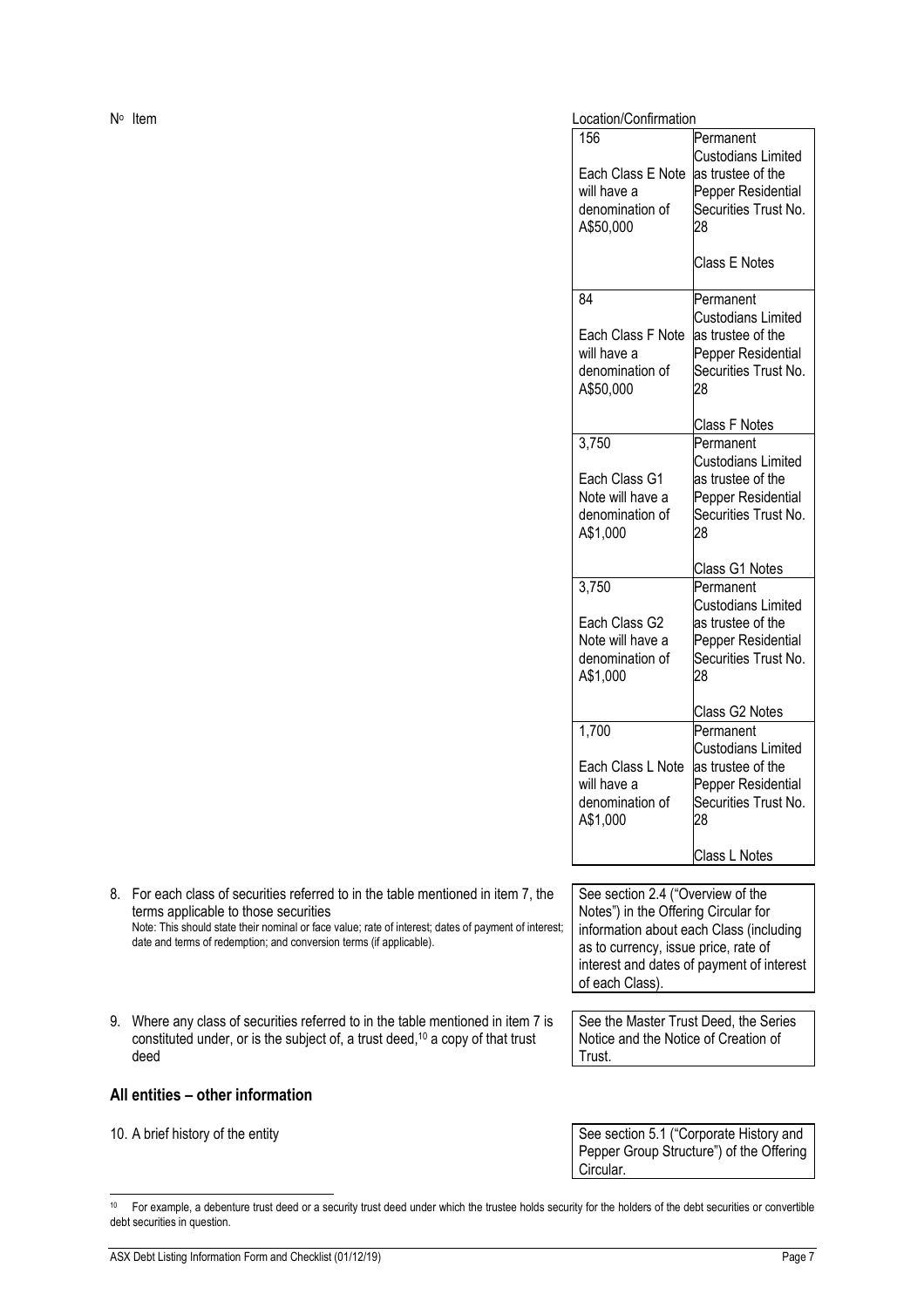| Nº | Item | Location/Confirmation | |
|---|---|---|---|
| | | 156<br><br>Each Class E Note will have a denomination of A$50,000 | Permanent Custodians Limited as trustee of the Pepper Residential Securities Trust No. 28<br><br>Class E Notes |
| | | 84<br><br>Each Class F Note will have a denomination of A$50,000 | Permanent Custodians Limited as trustee of the Pepper Residential Securities Trust No. 28<br><br>Class F Notes |
| | | 3,750<br><br>Each Class G1 Note will have a denomination of A$1,000 | Permanent Custodians Limited as trustee of the Pepper Residential Securities Trust No. 28<br><br>Class G1 Notes |
| | | 3,750<br><br>Each Class G2 Note will have a denomination of A$1,000 | Permanent Custodians Limited as trustee of the Pepper Residential Securities Trust No. 28<br><br>Class G2 Notes |
| | | 1,700<br><br>Each Class L Note will have a denomination of A$1,000 | Permanent Custodians Limited as trustee of the Pepper Residential Securities Trust No. 28<br><br>Class L Notes |

8. For each class of securities referred to in the table mentioned in item 7, the terms applicable to those securities
   Note: This should state their nominal or face value; rate of interest; dates of payment of interest; date and terms of redemption; and conversion terms (if applicable).

   See section 2.4 ("Overview of the Notes") in the Offering Circular for information about each Class (including as to currency, issue price, rate of interest and dates of payment of interest of each Class).

9. Where any class of securities referred to in the table mentioned in item 7 is constituted under, or is the subject of, a trust deed,[10] a copy of that trust deed

   See the Master Trust Deed, the Series Notice and the Notice of Creation of Trust.

## All entities – other information

10. A brief history of the entity

    See section 5.1 ("Corporate History and Pepper Group Structure") of the Offering Circular.

[10] For example, a debenture trust deed or a security trust deed under which the trustee holds security for the holders of the debt securities or convertible debt securities in question.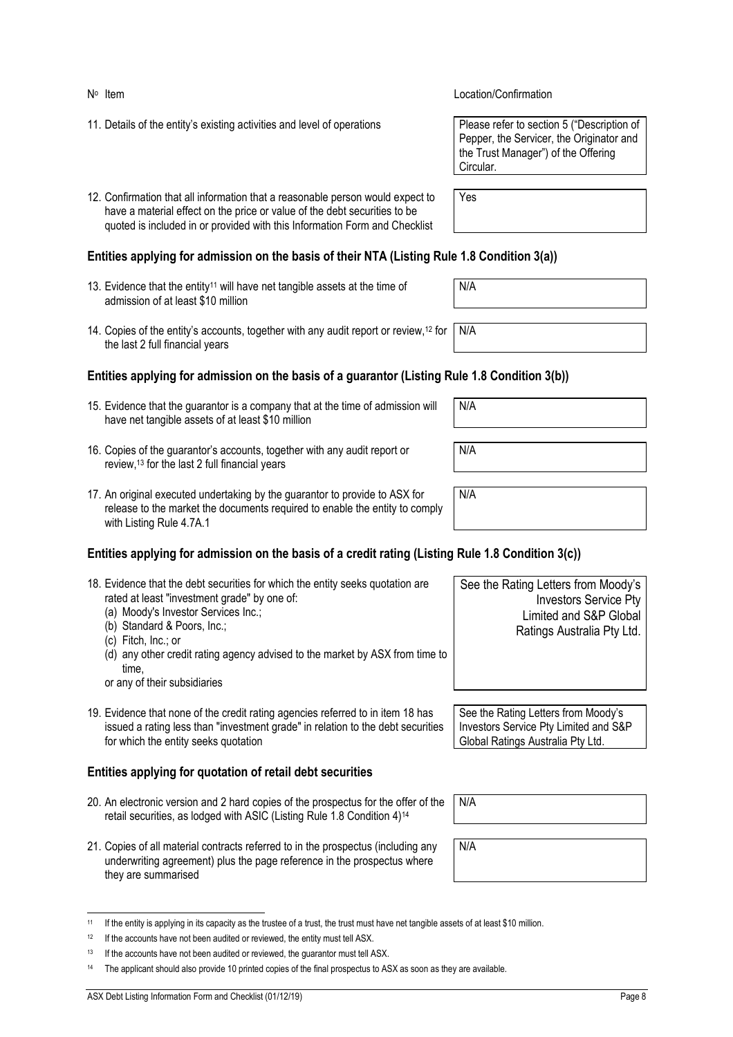| Nº Item | Location/Confirmation |
|---|---|
| 11. Details of the entity's existing activities and level of operations | Please refer to section 5 ("Description of Pepper, the Servicer, the Originator and the Trust Manager") of the Offering Circular. |
| 12. Confirmation that all information that a reasonable person would expect to have a material effect on the price or value of the debt securities to be quoted is included in or provided with this Information Form and Checklist | Yes |

## Entities applying for admission on the basis of their NTA (Listing Rule 1.8 Condition 3(a))

| Nº Item | Location/Confirmation |
|---|---|
| 13. Evidence that the entity[11] will have net tangible assets at the time of admission of at least $10 million | N/A |
| 14. Copies of the entity's accounts, together with any audit report or review,[12] for the last 2 full financial years | N/A |

## Entities applying for admission on the basis of a guarantor (Listing Rule 1.8 Condition 3(b))

| Nº Item | Location/Confirmation |
|---|---|
| 15. Evidence that the guarantor is a company that at the time of admission will have net tangible assets of at least $10 million | N/A |
| 16. Copies of the guarantor's accounts, together with any audit report or review,[13] for the last 2 full financial years | N/A |
| 17. An original executed undertaking by the guarantor to provide to ASX for release to the market the documents required to enable the entity to comply with Listing Rule 4.7A.1 | N/A |

## Entities applying for admission on the basis of a credit rating (Listing Rule 1.8 Condition 3(c))

| Nº Item | Location/Confirmation |
|---|---|
| 18. Evidence that the debt securities for which the entity seeks quotation are rated at least "investment grade" by one of: (a) Moody's Investor Services Inc.; (b) Standard & Poors, Inc.; (c) Fitch, Inc.; or (d) any other credit rating agency advised to the market by ASX from time to time, or any of their subsidiaries | See the Rating Letters from Moody's Investors Service Pty Limited and S&P Global Ratings Australia Pty Ltd. |
| 19. Evidence that none of the credit rating agencies referred to in item 18 has issued a rating less than "investment grade" in relation to the debt securities for which the entity seeks quotation | See the Rating Letters from Moody's Investors Service Pty Limited and S&P Global Ratings Australia Pty Ltd. |

## Entities applying for quotation of retail debt securities

| Nº Item | Location/Confirmation |
|---|---|
| 20. An electronic version and 2 hard copies of the prospectus for the offer of the retail securities, as lodged with ASIC (Listing Rule 1.8 Condition 4)[14] | N/A |
| 21. Copies of all material contracts referred to in the prospectus (including any underwriting agreement) plus the page reference in the prospectus where they are summarised | N/A |

[11] If the entity is applying in its capacity as the trustee of a trust, the trust must have net tangible assets of at least $10 million.

[12] If the accounts have not been audited or reviewed, the entity must tell ASX.

[13] If the accounts have not been audited or reviewed, the guarantor must tell ASX.

[14] The applicant should also provide 10 printed copies of the final prospectus to ASX as soon as they are available.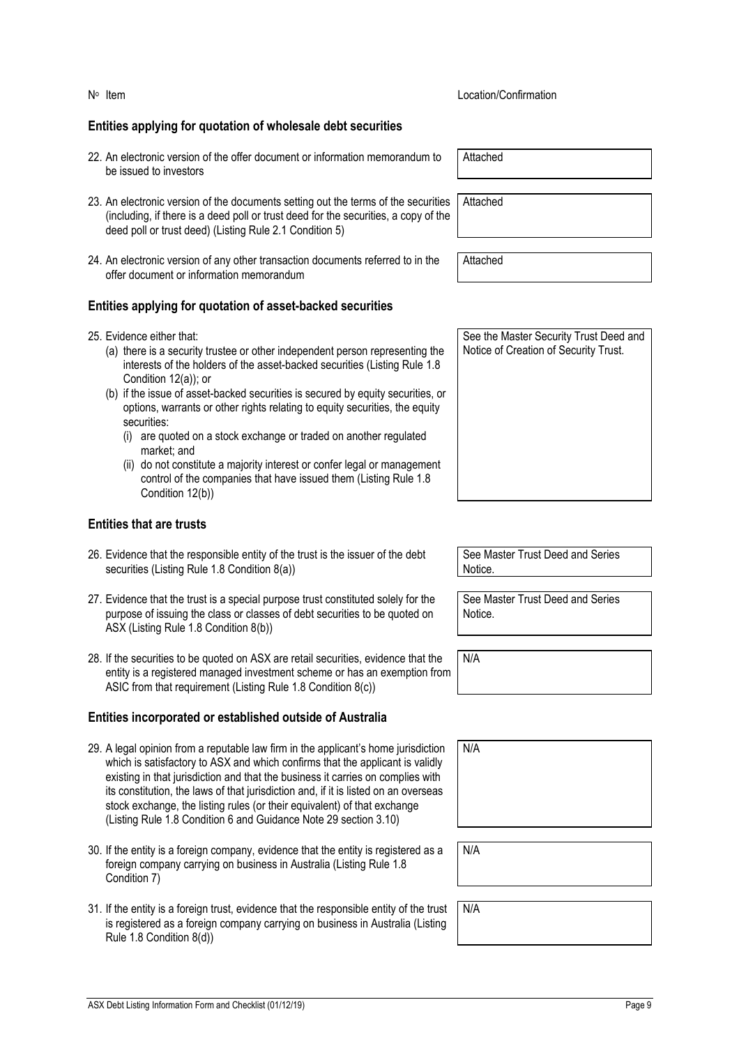| Nº Item | Location/Confirmation |
|---|---|
| **Entities applying for quotation of wholesale debt securities** | |
| 22. An electronic version of the offer document or information memorandum to be issued to investors | Attached |
| 23. An electronic version of the documents setting out the terms of the securities (including, if there is a deed poll or trust deed for the securities, a copy of the deed poll or trust deed) (Listing Rule 2.1 Condition 5) | Attached |
| 24. An electronic version of any other transaction documents referred to in the offer document or information memorandum | Attached |
| **Entities applying for quotation of asset-backed securities** | |
| 25. Evidence either that:<br>(a) there is a security trustee or other independent person representing the interests of the holders of the asset-backed securities (Listing Rule 1.8 Condition 12(a)); or<br>(b) if the issue of asset-backed securities is secured by equity securities, or options, warrants or other rights relating to equity securities, the equity securities:<br>(i) are quoted on a stock exchange or traded on another regulated market; and<br>(ii) do not constitute a majority interest or confer legal or management control of the companies that have issued them (Listing Rule 1.8 Condition 12(b)) | See the Master Security Trust Deed and Notice of Creation of Security Trust. |
| **Entities that are trusts** | |
| 26. Evidence that the responsible entity of the trust is the issuer of the debt securities (Listing Rule 1.8 Condition 8(a)) | See Master Trust Deed and Series Notice. |
| 27. Evidence that the trust is a special purpose trust constituted solely for the purpose of issuing the class or classes of debt securities to be quoted on ASX (Listing Rule 1.8 Condition 8(b)) | See Master Trust Deed and Series Notice. |
| 28. If the securities to be quoted on ASX are retail securities, evidence that the entity is a registered managed investment scheme or has an exemption from ASIC from that requirement (Listing Rule 1.8 Condition 8(c)) | N/A |
| **Entities incorporated or established outside of Australia** | |
| 29. A legal opinion from a reputable law firm in the applicant's home jurisdiction which is satisfactory to ASX and which confirms that the applicant is validly existing in that jurisdiction and that the business it carries on complies with its constitution, the laws of that jurisdiction and, if it is listed on an overseas stock exchange, the listing rules (or their equivalent) of that exchange (Listing Rule 1.8 Condition 6 and Guidance Note 29 section 3.10) | N/A |
| 30. If the entity is a foreign company, evidence that the entity is registered as a foreign company carrying on business in Australia (Listing Rule 1.8 Condition 7) | N/A |
| 31. If the entity is a foreign trust, evidence that the responsible entity of the trust is registered as a foreign company carrying on business in Australia (Listing Rule 1.8 Condition 8(d)) | N/A |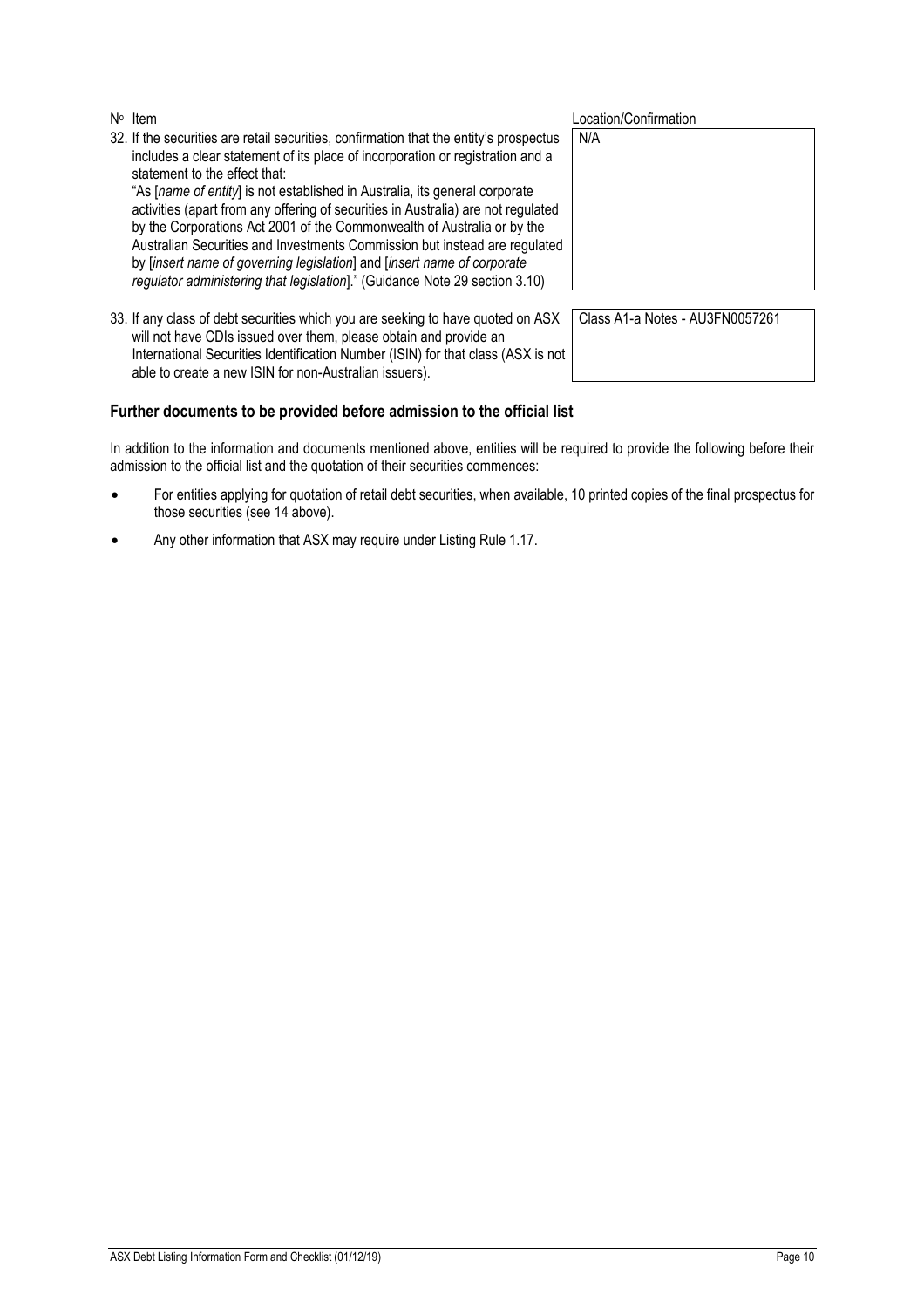| Nº Item | Location/Confirmation |
|---|---|
| 32. If the securities are retail securities, confirmation that the entity's prospectus includes a clear statement of its place of incorporation or registration and a statement to the effect that:<br>"As [*name of entity*] is not established in Australia, its general corporate activities (apart from any offering of securities in Australia) are not regulated by the Corporations Act 2001 of the Commonwealth of Australia or by the Australian Securities and Investments Commission but instead are regulated by [*insert name of governing legislation*] and [*insert name of corporate regulator administering that legislation*]." (Guidance Note 29 section 3.10) | N/A |
| 33. If any class of debt securities which you are seeking to have quoted on ASX will not have CDIs issued over them, please obtain and provide an International Securities Identification Number (ISIN) for that class (ASX is not able to create a new ISIN for non-Australian issuers). | Class A1-a Notes - AU3FN0057261 |

### Further documents to be provided before admission to the official list

In addition to the information and documents mentioned above, entities will be required to provide the following before their admission to the official list and the quotation of their securities commences:

- For entities applying for quotation of retail debt securities, when available, 10 printed copies of the final prospectus for those securities (see 14 above).
- Any other information that ASX may require under Listing Rule 1.17.